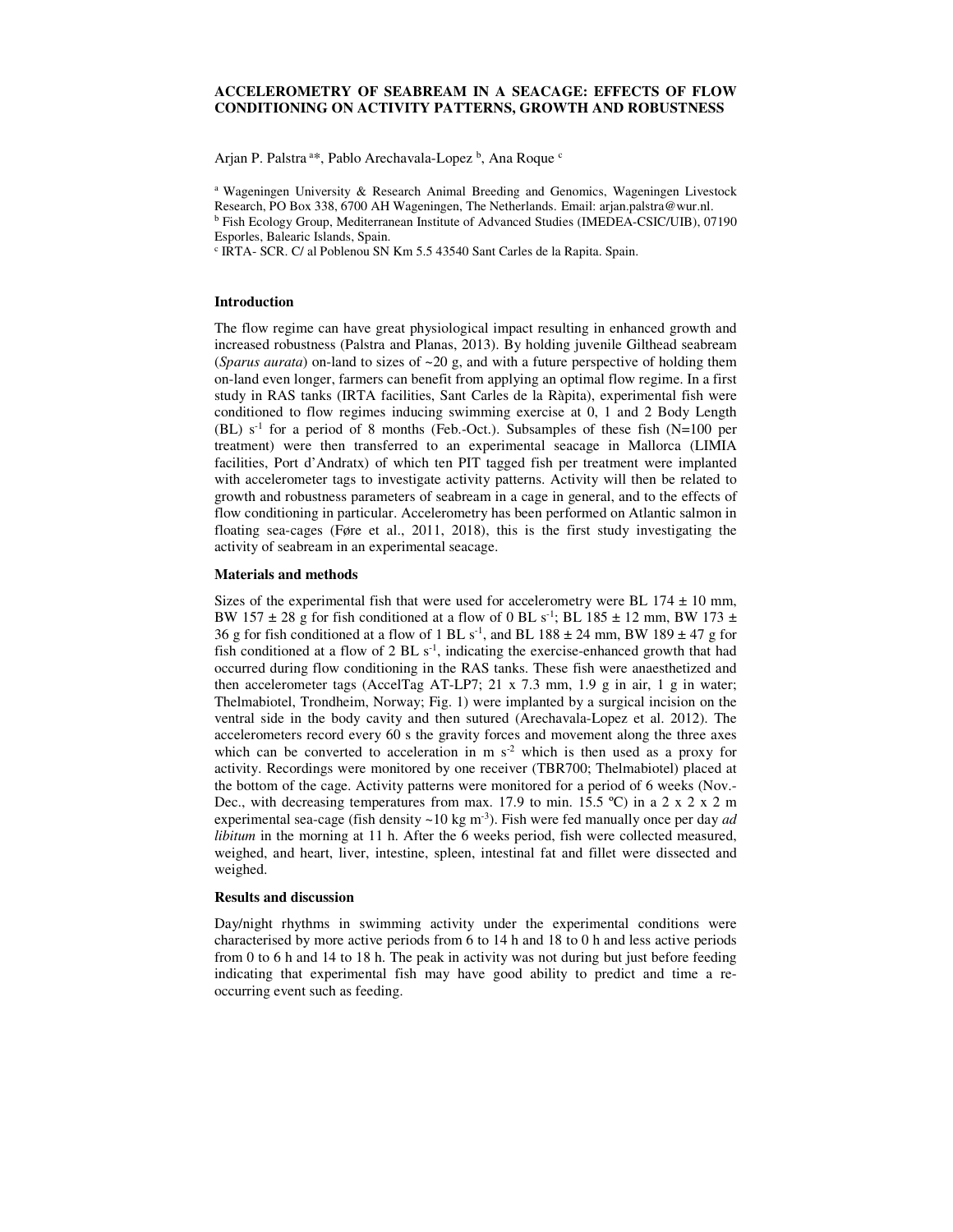# ACCELEROMETRY OF SEABREAM IN A SEACAGE: EFFECTS OF FLOW CONDITIONING ON ACTIVITY PATTERNS, GROWTH AND ROBUSTNESS

Arjan P. Palstra [a]*, Pablo Arechavala-Lopez [b], Ana Roque [c]

[a] Wageningen University & Research Animal Breeding and Genomics, Wageningen Livestock Research, PO Box 338, 6700 AH Wageningen, The Netherlands. Email: arjan.palstra@wur.nl.
[b] Fish Ecology Group, Mediterranean Institute of Advanced Studies (IMEDEA-CSIC/UIB), 07190 Esporles, Balearic Islands, Spain.
[c] IRTA- SCR. C/ al Poblenou SN Km 5.5 43540 Sant Carles de la Rapita. Spain.

## Introduction

The flow regime can have great physiological impact resulting in enhanced growth and increased robustness (Palstra and Planas, 2013). By holding juvenile Gilthead seabream (*Sparus aurata*) on-land to sizes of ~20 g, and with a future perspective of holding them on-land even longer, farmers can benefit from applying an optimal flow regime. In a first study in RAS tanks (IRTA facilities, Sant Carles de la Ràpita), experimental fish were conditioned to flow regimes inducing swimming exercise at 0, 1 and 2 Body Length (BL) $s^{-1}$ for a period of 8 months (Feb.-Oct.). Subsamples of these fish (N=100 per treatment) were then transferred to an experimental seacage in Mallorca (LIMIA facilities, Port d'Andratx) of which ten PIT tagged fish per treatment were implanted with accelerometer tags to investigate activity patterns. Activity will then be related to growth and robustness parameters of seabream in a cage in general, and to the effects of flow conditioning in particular. Accelerometry has been performed on Atlantic salmon in floating sea-cages (Føre et al., 2011, 2018), this is the first study investigating the activity of seabream in an experimental seacage.

## Materials and methods

Sizes of the experimental fish that were used for accelerometry were BL 174 ± 10 mm, BW 157 ± 28 g for fish conditioned at a flow of 0 BL $s^{-1}$; BL 185 ± 12 mm, BW 173 ± 36 g for fish conditioned at a flow of 1 BL $s^{-1}$, and BL 188 ± 24 mm, BW 189 ± 47 g for fish conditioned at a flow of 2 BL $s^{-1}$, indicating the exercise-enhanced growth that had occurred during flow conditioning in the RAS tanks. These fish were anaesthetized and then accelerometer tags (AccelTag AT-LP7; 21 x 7.3 mm, 1.9 g in air, 1 g in water; Thelmabiotel, Trondheim, Norway; Fig. 1) were implanted by a surgical incision on the ventral side in the body cavity and then sutured (Arechavala-Lopez et al. 2012). The accelerometers record every 60 s the gravity forces and movement along the three axes which can be converted to acceleration in m $s^{-2}$ which is then used as a proxy for activity. Recordings were monitored by one receiver (TBR700; Thelmabiotel) placed at the bottom of the cage. Activity patterns were monitored for a period of 6 weeks (Nov.-Dec., with decreasing temperatures from max. 17.9 to min. 15.5 ºC) in a 2 x 2 x 2 m experimental sea-cage (fish density ~10 kg $m^{-3}$). Fish were fed manually once per day *ad libitum* in the morning at 11 h. After the 6 weeks period, fish were collected measured, weighed, and heart, liver, intestine, spleen, intestinal fat and fillet were dissected and weighed.

## Results and discussion

Day/night rhythms in swimming activity under the experimental conditions were characterised by more active periods from 6 to 14 h and 18 to 0 h and less active periods from 0 to 6 h and 14 to 18 h. The peak in activity was not during but just before feeding indicating that experimental fish may have good ability to predict and time a re-occurring event such as feeding.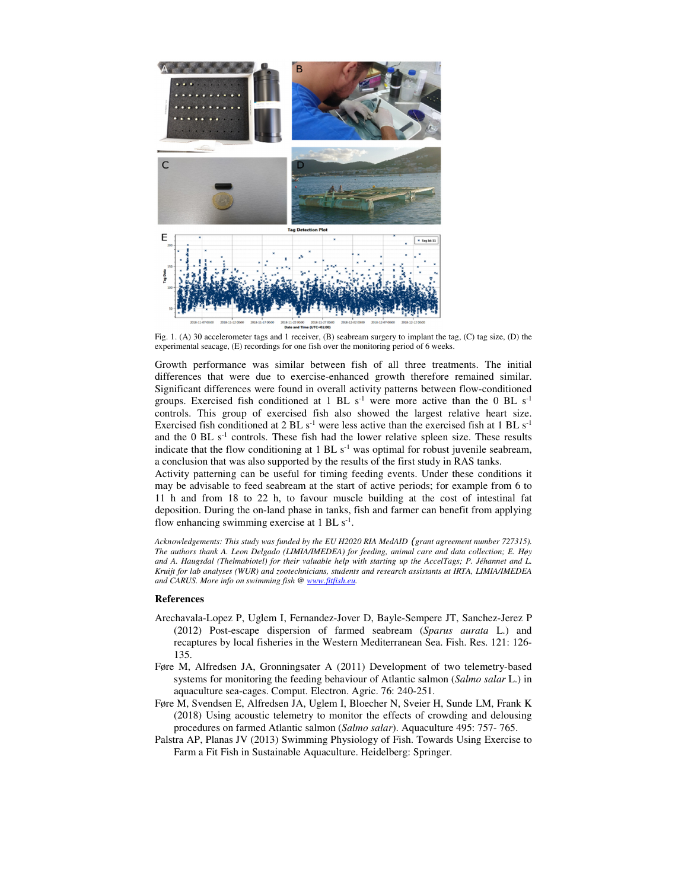Fig. 1. (A) 30 accelerometer tags and 1 receiver, (B) seabream surgery to implant the tag, (C) tag size, (D) the experimental seacage, (E) recordings for one fish over the monitoring period of 6 weeks.

Growth performance was similar between fish of all three treatments. The initial differences that were due to exercise-enhanced growth therefore remained similar. Significant differences were found in overall activity patterns between flow-conditioned groups. Exercised fish conditioned at 1 BL $s^{-1}$ were more active than the 0 BL $s^{-1}$ controls. This group of exercised fish also showed the largest relative heart size. Exercised fish conditioned at 2 BL $s^{-1}$ were less active than the exercised fish at 1 BL $s^{-1}$ and the 0 BL $s^{-1}$ controls. These fish had the lower relative spleen size. These results indicate that the flow conditioning at 1 BL $s^{-1}$ was optimal for robust juvenile seabream, a conclusion that was also supported by the results of the first study in RAS tanks.

Activity patterning can be useful for timing feeding events. Under these conditions it may be advisable to feed seabream at the start of active periods; for example from 6 to 11 h and from 18 to 22 h, to favour muscle building at the cost of intestinal fat deposition. During the on-land phase in tanks, fish and farmer can benefit from applying flow enhancing swimming exercise at 1 BL $s^{-1}$.

*Acknowledgements: This study was funded by the EU H2020 RIA MedAID (grant agreement number 727315). The authors thank A. Leon Delgado (LIMIA/IMEDEA) for feeding, animal care and data collection; E. Høy and A. Haugsdal (Thelmabiotel) for their valuable help with starting up the AccelTags; P. Jéhannet and L. Kruijt for lab analyses (WUR) and zootechnicians, students and research assistants at IRTA, LIMIA/IMEDEA and CARUS. More info on swimming fish @ [www.fitfish.eu](http://www.fitfish.eu).*

## References

Arechavala-Lopez P, Uglem I, Fernandez-Jover D, Bayle-Sempere JT, Sanchez-Jerez P (2012) Post-escape dispersion of farmed seabream (*Sparus aurata* L.) and recaptures by local fisheries in the Western Mediterranean Sea. Fish. Res. 121: 126-135.

Føre M, Alfredsen JA, Gronningsater A (2011) Development of two telemetry-based systems for monitoring the feeding behaviour of Atlantic salmon (*Salmo salar* L.) in aquaculture sea-cages. Comput. Electron. Agric. 76: 240-251.

Føre M, Svendsen E, Alfredsen JA, Uglem I, Bloecher N, Sveier H, Sunde LM, Frank K (2018) Using acoustic telemetry to monitor the effects of crowding and delousing procedures on farmed Atlantic salmon (*Salmo salar*). Aquaculture 495: 757- 765.

Palstra AP, Planas JV (2013) Swimming Physiology of Fish. Towards Using Exercise to Farm a Fit Fish in Sustainable Aquaculture. Heidelberg: Springer.